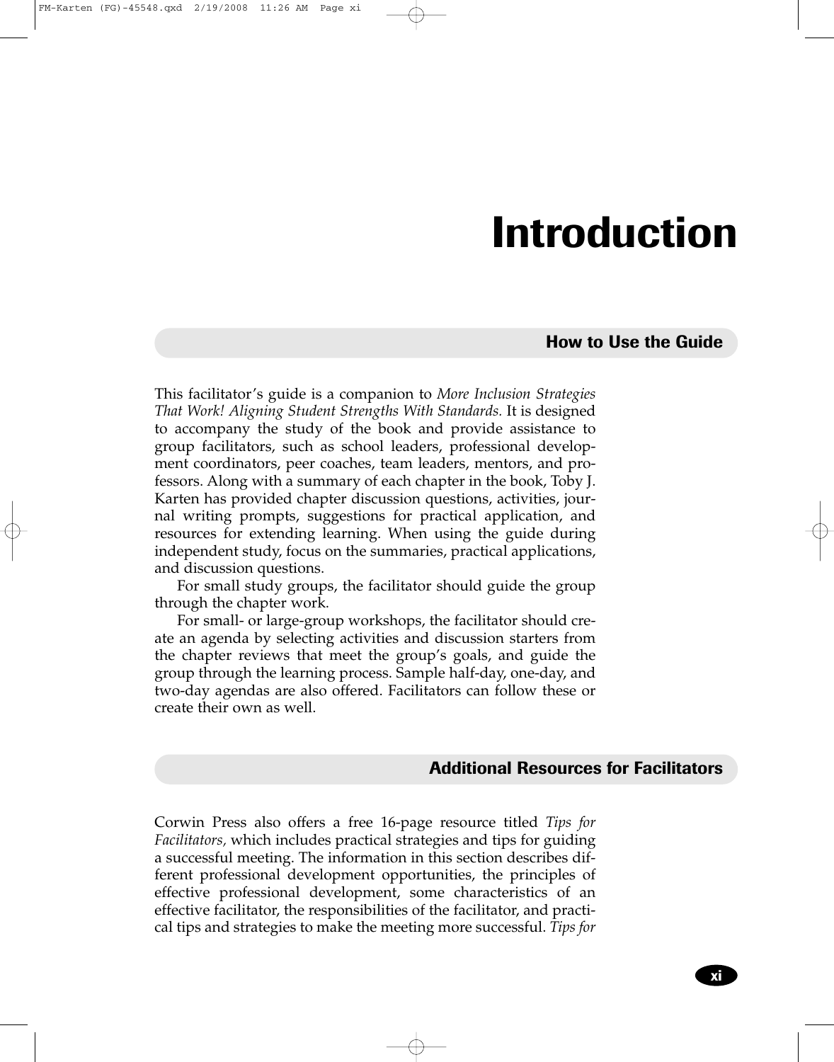# Introduction

## How to Use the Guide

This facilitator's guide is a companion to *More Inclusion Strategies That Work! Aligning Student Strengths With Standards.* It is designed to accompany the study of the book and provide assistance to group facilitators, such as school leaders, professional development coordinators, peer coaches, team leaders, mentors, and professors. Along with a summary of each chapter in the book, Toby J. Karten has provided chapter discussion questions, activities, journal writing prompts, suggestions for practical application, and resources for extending learning. When using the guide during independent study, focus on the summaries, practical applications, and discussion questions.

For small study groups, the facilitator should guide the group through the chapter work.

For small- or large-group workshops, the facilitator should create an agenda by selecting activities and discussion starters from the chapter reviews that meet the group's goals, and guide the group through the learning process. Sample half-day, one-day, and two-day agendas are also offered. Facilitators can follow these or create their own as well.

## Additional Resources for Facilitators

Corwin Press also offers a free 16-page resource titled *Tips for Facilitators,* which includes practical strategies and tips for guiding a successful meeting. The information in this section describes different professional development opportunities, the principles of effective professional development, some characteristics of an effective facilitator, the responsibilities of the facilitator, and practical tips and strategies to make the meeting more successful. *Tips for*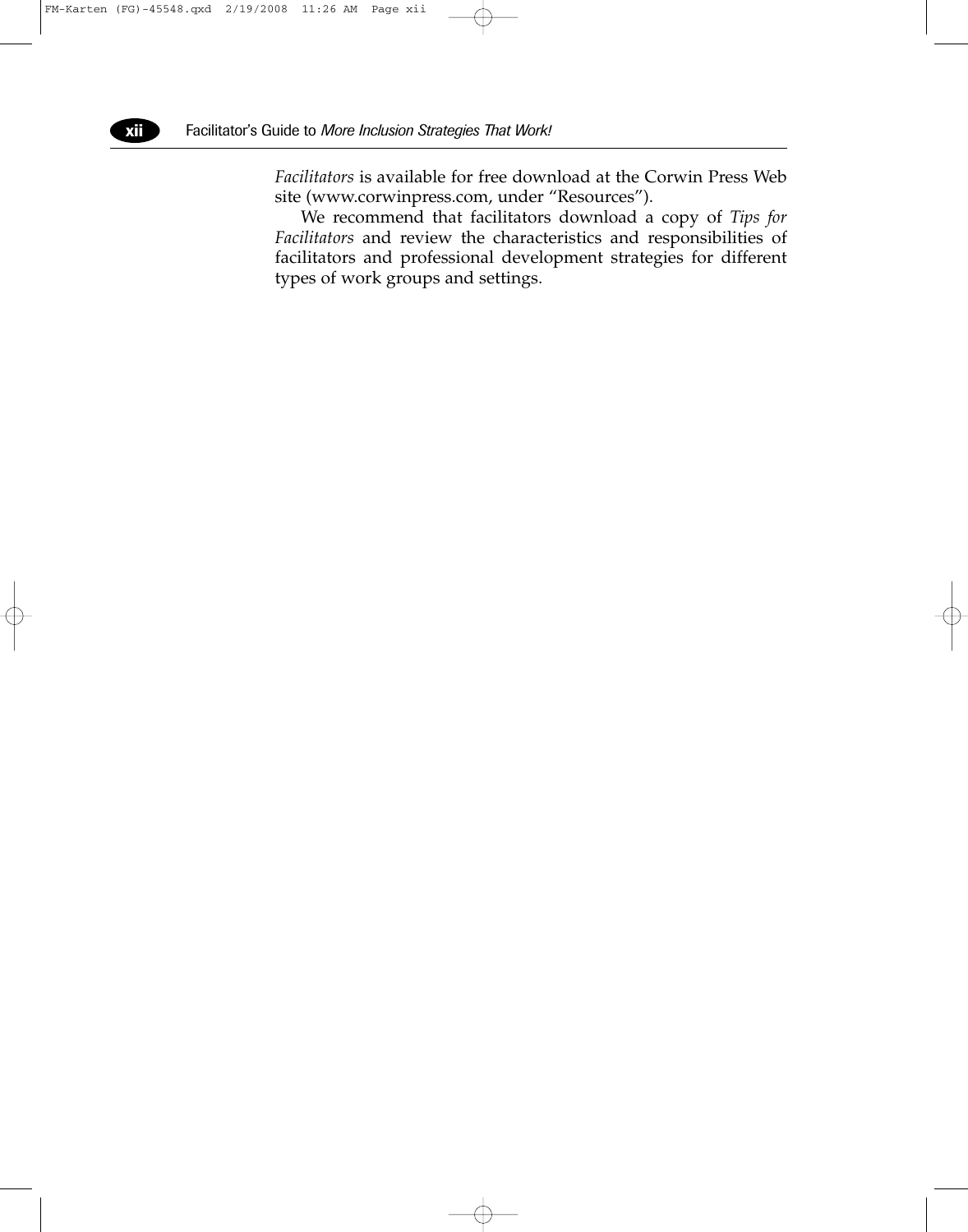*Facilitators* is available for free download at the Corwin Press Web site (www.corwinpress.com, under "Resources").

We recommend that facilitators download a copy of *Tips for Facilitators* and review the characteristics and responsibilities of facilitators and professional development strategies for different types of work groups and settings.